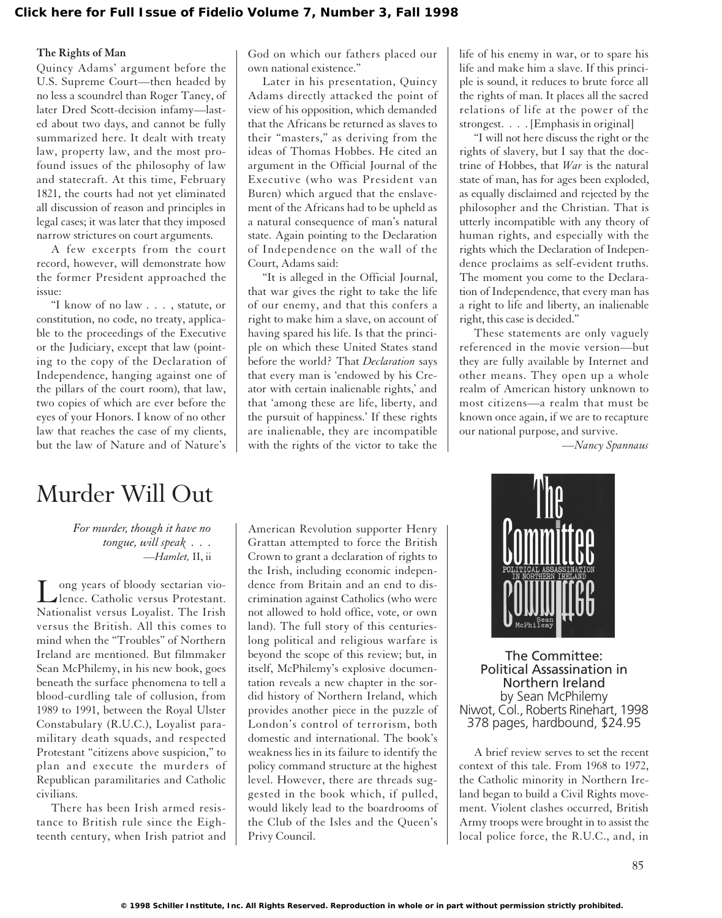### The Rights of Man

Quincy Adams' argument before the U.S. Supreme Court—then headed by no less a scoundrel than Roger Taney, of later Dred Scott-decision infamy—lasted about two days, and cannot be fully summarized here. It dealt with treaty law, property law, and the most profound issues of the philosophy of law and statecraft. At this time, February 1821, the courts had not yet eliminated all discussion of reason and principles in legal cases; it was later that they imposed narrow strictures on court arguments.

A few excerpts from the court record, however, will demonstrate how the former President approached the issue:

"I know of no law . . . , statute, or constitution, no code, no treaty, applicable to the proceedings of the Executive or the Judiciary, except that law (pointing to the copy of the Declaration of Independence, hanging against one of the pillars of the court room), that law, two copies of which are ever before the eyes of your Honors. I know of no other law that reaches the case of my clients, but the law of Nature and of Nature's God on which our fathers placed our own national existence."

Later in his presentation, Quincy Adams directly attacked the point of view of his opposition, which demanded that the Africans be returned as slaves to their "masters," as deriving from the ideas of Thomas Hobbes. He cited an argument in the Official Journal of the Executive (who was President van Buren) which argued that the enslavement of the Africans had to be upheld as a natural consequence of man's natural state. Again pointing to the Declaration of Independence on the wall of the Court, Adams said:

"It is alleged in the Official Journal, that war gives the right to take the life of our enemy, and that this confers a right to make him a slave, on account of having spared his life. Is that the principle on which these United States stand before the world? That *Declaration* says that every man is 'endowed by his Creator with certain inalienable rights,' and that 'among these are life, liberty, and the pursuit of happiness.' If these rights are inalienable, they are incompatible with the rights of the victor to take the life of his enemy in war, or to spare his life and make him a slave. If this principle is sound, it reduces to brute force all the rights of man. It places all the sacred relations of life at the power of the strongest. . . . [Emphasis in original]

"I will not here discuss the right or the rights of slavery, but I say that the doctrine of Hobbes, that *War* is the natural state of man, has for ages been exploded, as equally disclaimed and rejected by the philosopher and the Christian. That is utterly incompatible with any theory of human rights, and especially with the rights which the Declaration of Independence proclaims as self-evident truths. The moment you come to the Declaration of Independence, that every man has a right to life and liberty, an inalienable right, this case is decided."

These statements are only vaguely referenced in the movie version—but they are fully available by Internet and other means. They open up a whole realm of American history unknown to most citizens—a realm that must be known once again, if we are to recapture our national purpose, and survive.

—*Nancy Spannaus*

# Murder Will Out

*For murder, though it have no tongue, will speak . . .*
—*Hamlet,* II, ii

**The Committee: Political Assassination in Northern Ireland**
by Sean McPhilemy
Niwot, Col., Roberts Rinehart, 1998
378 pages, hardbound, $24.95

Long years of bloody sectarian violence. Catholic versus Protestant. Nationalist versus Loyalist. The Irish versus the British. All this comes to mind when the "Troubles" of Northern Ireland are mentioned. But filmmaker Sean McPhilemy, in his new book, goes beneath the surface phenomena to tell a blood-curdling tale of collusion, from 1989 to 1991, between the Royal Ulster Constabulary (R.U.C.), Loyalist paramilitary death squads, and respected Protestant "citizens above suspicion," to plan and execute the murders of Republican paramilitaries and Catholic civilians.

There has been Irish armed resistance to British rule since the Eighteenth century, when Irish patriot and American Revolution supporter Henry Grattan attempted to force the British Crown to grant a declaration of rights to the Irish, including economic independence from Britain and an end to discrimination against Catholics (who were not allowed to hold office, vote, or own land). The full story of this centuries-long political and religious warfare is beyond the scope of this review; but, in itself, McPhilemy's explosive documentation reveals a new chapter in the sordid history of Northern Ireland, which provides another piece in the puzzle of London's control of terrorism, both domestic and international. The book's weakness lies in its failure to identify the policy command structure at the highest level. However, there are threads suggested in the book which, if pulled, would likely lead to the boardrooms of the Club of the Isles and the Queen's Privy Council.

A brief review serves to set the recent context of this tale. From 1968 to 1972, the Catholic minority in Northern Ireland began to build a Civil Rights movement. Violent clashes occurred, British Army troops were brought in to assist the local police force, the R.U.C., and, in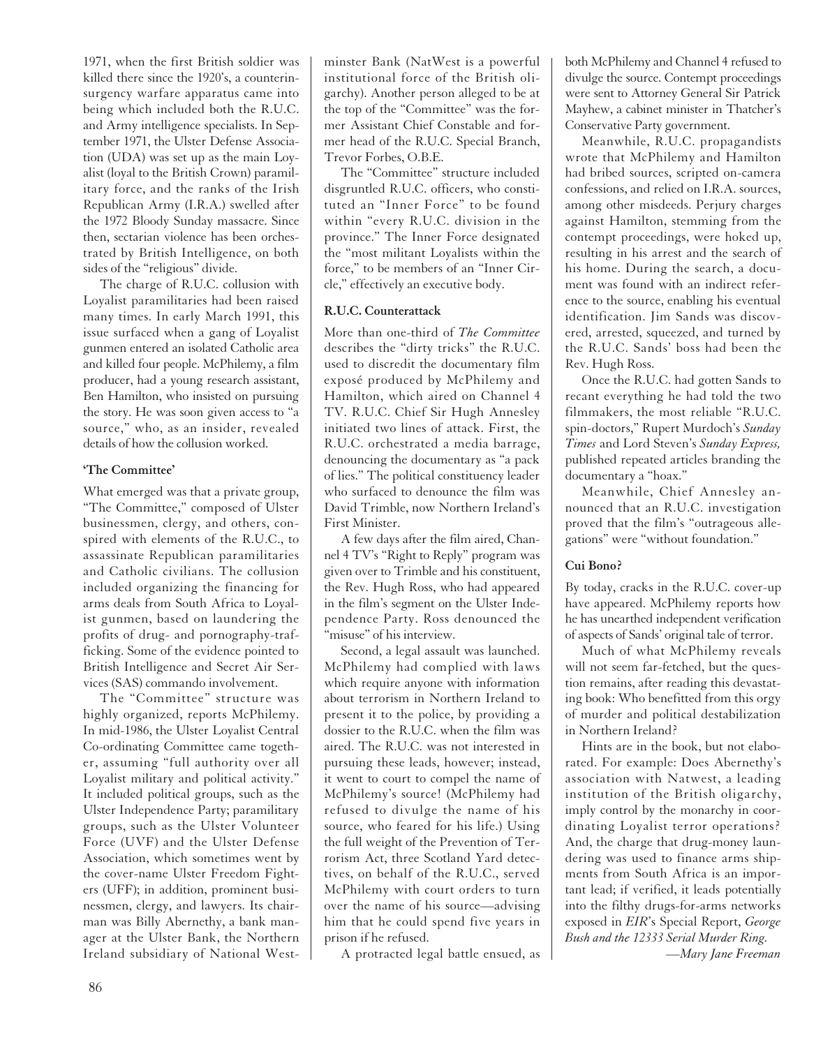1971, when the first British soldier was killed there since the 1920's, a counterinsurgency warfare apparatus came into being which included both the R.U.C. and Army intelligence specialists. In September 1971, the Ulster Defense Association (UDA) was set up as the main Loyalist (loyal to the British Crown) paramilitary force, and the ranks of the Irish Republican Army (I.R.A.) swelled after the 1972 Bloody Sunday massacre. Since then, sectarian violence has been orchestrated by British Intelligence, on both sides of the "religious" divide.

The charge of R.U.C. collusion with Loyalist paramilitaries had been raised many times. In early March 1991, this issue surfaced when a gang of Loyalist gunmen entered an isolated Catholic area and killed four people. McPhilemy, a film producer, had a young research assistant, Ben Hamilton, who insisted on pursuing the story. He was soon given access to "a source," who, as an insider, revealed details of how the collusion worked.

### 'The Committee'

What emerged was that a private group, "The Committee," composed of Ulster businessmen, clergy, and others, conspired with elements of the R.U.C., to assassinate Republican paramilitaries and Catholic civilians. The collusion included organizing the financing for arms deals from South Africa to Loyalist gunmen, based on laundering the profits of drug- and pornography-trafficking. Some of the evidence pointed to British Intelligence and Secret Air Services (SAS) commando involvement.

The "Committee" structure was highly organized, reports McPhilemy. In mid-1986, the Ulster Loyalist Central Co-ordinating Committee came together, assuming "full authority over all Loyalist military and political activity." It included political groups, such as the Ulster Independence Party; paramilitary groups, such as the Ulster Volunteer Force (UVF) and the Ulster Defense Association, which sometimes went by the cover-name Ulster Freedom Fighters (UFF); in addition, prominent businessmen, clergy, and lawyers. Its chairman was Billy Abernethy, a bank manager at the Ulster Bank, the Northern Ireland subsidiary of National Westminster Bank (NatWest is a powerful institutional force of the British oligarchy). Another person alleged to be at the top of the "Committee" was the former Assistant Chief Constable and former head of the R.U.C. Special Branch, Trevor Forbes, O.B.E.

The "Committee" structure included disgruntled R.U.C. officers, who constituted an "Inner Force" to be found within "every R.U.C. division in the province." The Inner Force designated the "most militant Loyalists within the force," to be members of an "Inner Circle," effectively an executive body.

### R.U.C. Counterattack

More than one-third of *The Committee* describes the "dirty tricks" the R.U.C. used to discredit the documentary film exposé produced by McPhilemy and Hamilton, which aired on Channel 4 TV. R.U.C. Chief Sir Hugh Annesley initiated two lines of attack. First, the R.U.C. orchestrated a media barrage, denouncing the documentary as "a pack of lies." The political constituency leader who surfaced to denounce the film was David Trimble, now Northern Ireland's First Minister.

A few days after the film aired, Channel 4 TV's "Right to Reply" program was given over to Trimble and his constituent, the Rev. Hugh Ross, who had appeared in the film's segment on the Ulster Independence Party. Ross denounced the "misuse" of his interview.

Second, a legal assault was launched. McPhilemy had complied with laws which require anyone with information about terrorism in Northern Ireland to present it to the police, by providing a dossier to the R.U.C. when the film was aired. The R.U.C. was not interested in pursuing these leads, however; instead, it went to court to compel the name of McPhilemy's source! (McPhilemy had refused to divulge the name of his source, who feared for his life.) Using the full weight of the Prevention of Terrorism Act, three Scotland Yard detectives, on behalf of the R.U.C., served McPhilemy with court orders to turn over the name of his source—advising him that he could spend five years in prison if he refused.

A protracted legal battle ensued, as both McPhilemy and Channel 4 refused to divulge the source. Contempt proceedings were sent to Attorney General Sir Patrick Mayhew, a cabinet minister in Thatcher's Conservative Party government.

Meanwhile, R.U.C. propagandists wrote that McPhilemy and Hamilton had bribed sources, scripted on-camera confessions, and relied on I.R.A. sources, among other misdeeds. Perjury charges against Hamilton, stemming from the contempt proceedings, were hoked up, resulting in his arrest and the search of his home. During the search, a document was found with an indirect reference to the source, enabling his eventual identification. Jim Sands was discovered, arrested, squeezed, and turned by the R.U.C. Sands' boss had been the Rev. Hugh Ross.

Once the R.U.C. had gotten Sands to recant everything he had told the two filmmakers, the most reliable "R.U.C. spin-doctors," Rupert Murdoch's *Sunday Times* and Lord Steven's *Sunday Express,* published repeated articles branding the documentary a "hoax."

Meanwhile, Chief Annesley announced that an R.U.C. investigation proved that the film's "outrageous allegations" were "without foundation."

### Cui Bono?

By today, cracks in the R.U.C. cover-up have appeared. McPhilemy reports how he has unearthed independent verification of aspects of Sands' original tale of terror.

Much of what McPhilemy reveals will not seem far-fetched, but the question remains, after reading this devastating book: Who benefitted from this orgy of murder and political destabilization in Northern Ireland?

Hints are in the book, but not elaborated. For example: Does Abernethy's association with Natwest, a leading institution of the British oligarchy, imply control by the monarchy in coordinating Loyalist terror operations? And, the charge that drug-money laundering was used to finance arms shipments from South Africa is an important lead; if verified, it leads potentially into the filthy drugs-for-arms networks exposed in *EIR*'s Special Report, *George Bush and the 12333 Serial Murder Ring.*

*—Mary Jane Freeman*